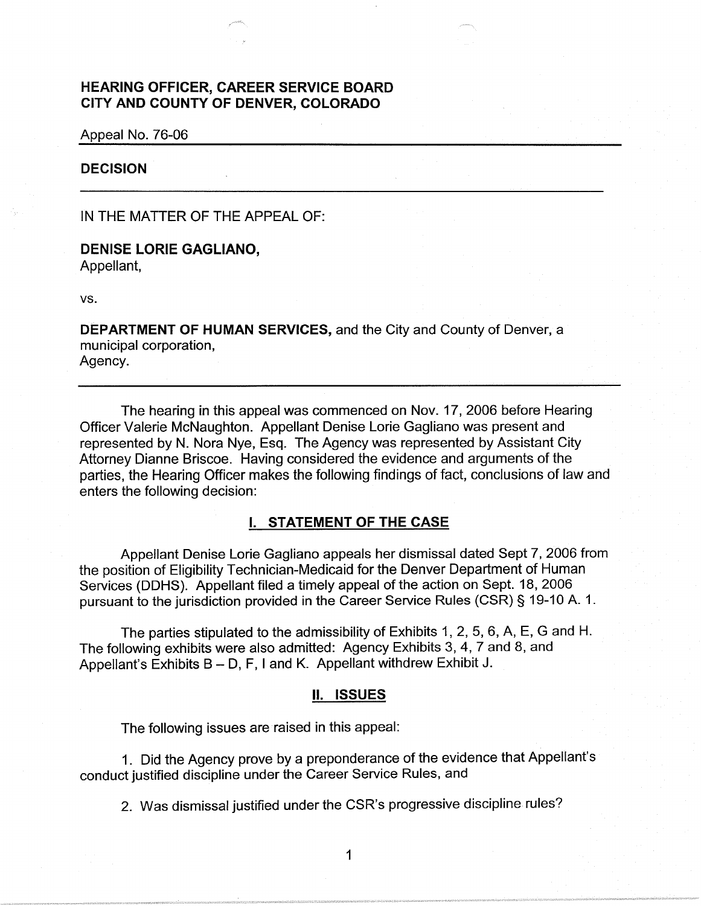**HEARING OFFICER, CAREER SERVICE BOARD**
**CITY AND COUNTY OF DENVER, COLORADO**

Appeal No. 76-06

---

**DECISION**

---

IN THE MATTER OF THE APPEAL OF:

**DENISE LORIE GAGLIANO,**
Appellant,

vs.

**DEPARTMENT OF HUMAN SERVICES,** and the City and County of Denver, a municipal corporation,
Agency.

---

The hearing in this appeal was commenced on Nov. 17, 2006 before Hearing Officer Valerie McNaughton. Appellant Denise Lorie Gagliano was present and represented by N. Nora Nye, Esq. The Agency was represented by Assistant City Attorney Dianne Briscoe. Having considered the evidence and arguments of the parties, the Hearing Officer makes the following findings of fact, conclusions of law and enters the following decision:

## I. STATEMENT OF THE CASE

Appellant Denise Lorie Gagliano appeals her dismissal dated Sept 7, 2006 from the position of Eligibility Technician-Medicaid for the Denver Department of Human Services (DDHS). Appellant filed a timely appeal of the action on Sept. 18, 2006 pursuant to the jurisdiction provided in the Career Service Rules (CSR) § 19-10 A. 1.

The parties stipulated to the admissibility of Exhibits 1, 2, 5, 6, A, E, G and H. The following exhibits were also admitted: Agency Exhibits 3, 4, 7 and 8, and Appellant's Exhibits B – D, F, I and K. Appellant withdrew Exhibit J.

## II. ISSUES

The following issues are raised in this appeal:

1. Did the Agency prove by a preponderance of the evidence that Appellant's conduct justified discipline under the Career Service Rules, and

2. Was dismissal justified under the CSR's progressive discipline rules?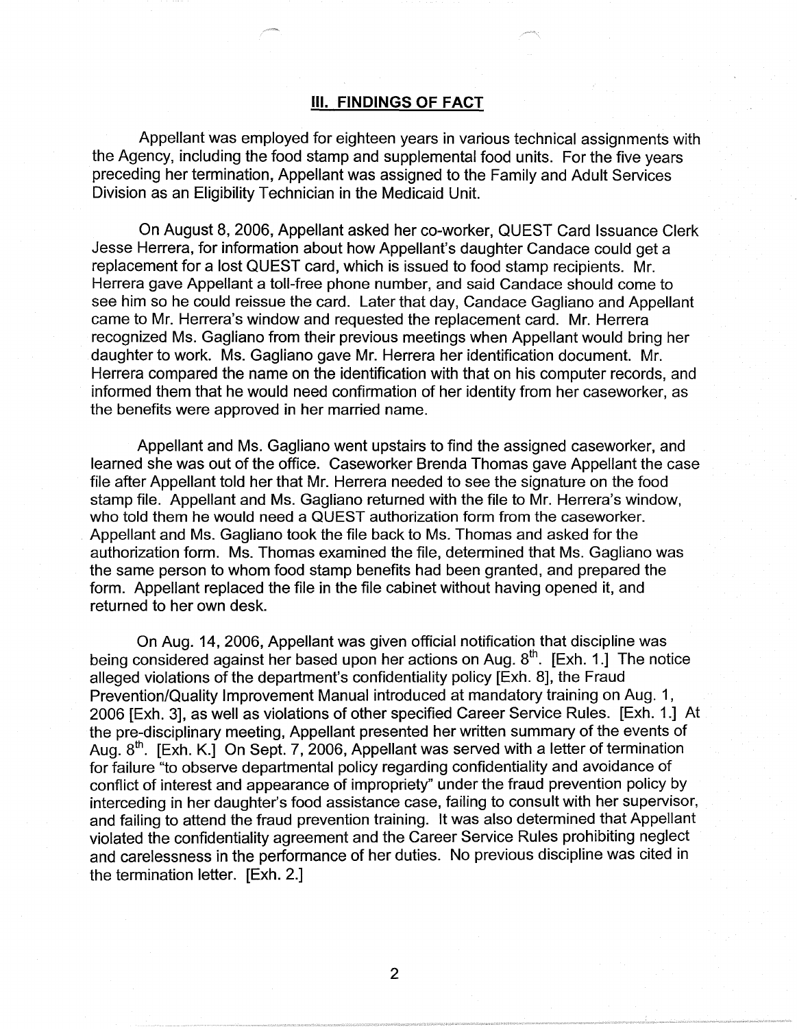## III. FINDINGS OF FACT

Appellant was employed for eighteen years in various technical assignments with the Agency, including the food stamp and supplemental food units. For the five years preceding her termination, Appellant was assigned to the Family and Adult Services Division as an Eligibility Technician in the Medicaid Unit.

On August 8, 2006, Appellant asked her co-worker, QUEST Card Issuance Clerk Jesse Herrera, for information about how Appellant's daughter Candace could get a replacement for a lost QUEST card, which is issued to food stamp recipients. Mr. Herrera gave Appellant a toll-free phone number, and said Candace should come to see him so he could reissue the card. Later that day, Candace Gagliano and Appellant came to Mr. Herrera's window and requested the replacement card. Mr. Herrera recognized Ms. Gagliano from their previous meetings when Appellant would bring her daughter to work. Ms. Gagliano gave Mr. Herrera her identification document. Mr. Herrera compared the name on the identification with that on his computer records, and informed them that he would need confirmation of her identity from her caseworker, as the benefits were approved in her married name.

Appellant and Ms. Gagliano went upstairs to find the assigned caseworker, and learned she was out of the office. Caseworker Brenda Thomas gave Appellant the case file after Appellant told her that Mr. Herrera needed to see the signature on the food stamp file. Appellant and Ms. Gagliano returned with the file to Mr. Herrera's window, who told them he would need a QUEST authorization form from the caseworker. Appellant and Ms. Gagliano took the file back to Ms. Thomas and asked for the authorization form. Ms. Thomas examined the file, determined that Ms. Gagliano was the same person to whom food stamp benefits had been granted, and prepared the form. Appellant replaced the file in the file cabinet without having opened it, and returned to her own desk.

On Aug. 14, 2006, Appellant was given official notification that discipline was being considered against her based upon her actions on Aug. 8th. [Exh. 1.] The notice alleged violations of the department's confidentiality policy [Exh. 8], the Fraud Prevention/Quality Improvement Manual introduced at mandatory training on Aug. 1, 2006 [Exh. 3], as well as violations of other specified Career Service Rules. [Exh. 1.] At the pre-disciplinary meeting, Appellant presented her written summary of the events of Aug. 8th. [Exh. K.] On Sept. 7, 2006, Appellant was served with a letter of termination for failure "to observe departmental policy regarding confidentiality and avoidance of conflict of interest and appearance of impropriety" under the fraud prevention policy by interceding in her daughter's food assistance case, failing to consult with her supervisor, and failing to attend the fraud prevention training. It was also determined that Appellant violated the confidentiality agreement and the Career Service Rules prohibiting neglect and carelessness in the performance of her duties. No previous discipline was cited in the termination letter. [Exh. 2.]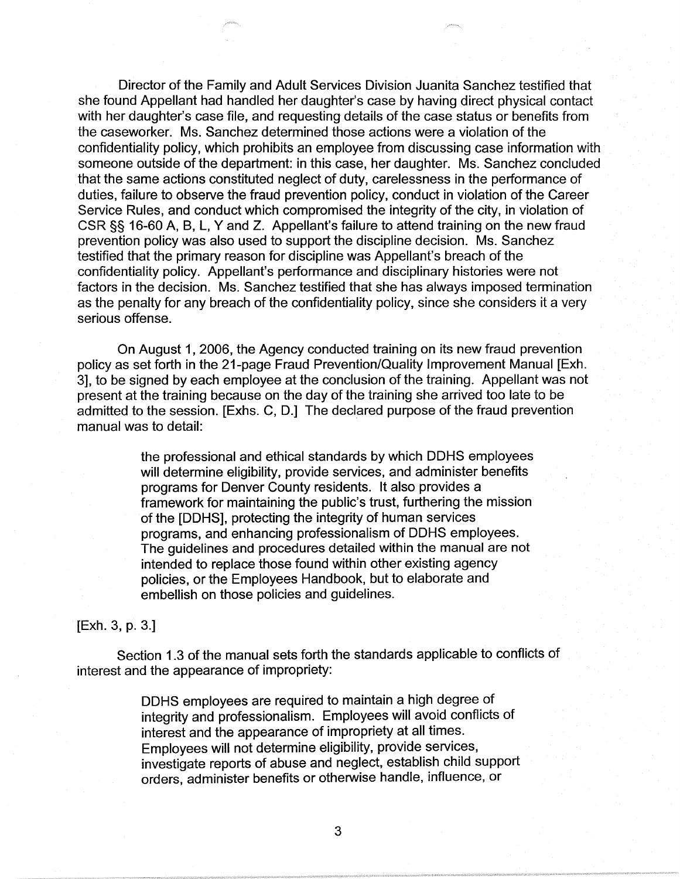Director of the Family and Adult Services Division Juanita Sanchez testified that she found Appellant had handled her daughter's case by having direct physical contact with her daughter's case file, and requesting details of the case status or benefits from the caseworker. Ms. Sanchez determined those actions were a violation of the confidentiality policy, which prohibits an employee from discussing case information with someone outside of the department: in this case, her daughter. Ms. Sanchez concluded that the same actions constituted neglect of duty, carelessness in the performance of duties, failure to observe the fraud prevention policy, conduct in violation of the Career Service Rules, and conduct which compromised the integrity of the city, in violation of CSR §§ 16-60 A, B, L, Y and Z. Appellant's failure to attend training on the new fraud prevention policy was also used to support the discipline decision. Ms. Sanchez testified that the primary reason for discipline was Appellant's breach of the confidentiality policy. Appellant's performance and disciplinary histories were not factors in the decision. Ms. Sanchez testified that she has always imposed termination as the penalty for any breach of the confidentiality policy, since she considers it a very serious offense.

On August 1, 2006, the Agency conducted training on its new fraud prevention policy as set forth in the 21-page Fraud Prevention/Quality Improvement Manual [Exh. 3], to be signed by each employee at the conclusion of the training. Appellant was not present at the training because on the day of the training she arrived too late to be admitted to the session. [Exhs. C, D.] The declared purpose of the fraud prevention manual was to detail:

> the professional and ethical standards by which DDHS employees will determine eligibility, provide services, and administer benefits programs for Denver County residents. It also provides a framework for maintaining the public's trust, furthering the mission of the [DDHS], protecting the integrity of human services programs, and enhancing professionalism of DDHS employees. The guidelines and procedures detailed within the manual are not intended to replace those found within other existing agency policies, or the Employees Handbook, but to elaborate and embellish on those policies and guidelines.

[Exh. 3, p. 3.]

Section 1.3 of the manual sets forth the standards applicable to conflicts of interest and the appearance of impropriety:

> DDHS employees are required to maintain a high degree of integrity and professionalism. Employees will avoid conflicts of interest and the appearance of impropriety at all times. Employees will not determine eligibility, provide services, investigate reports of abuse and neglect, establish child support orders, administer benefits or otherwise handle, influence, or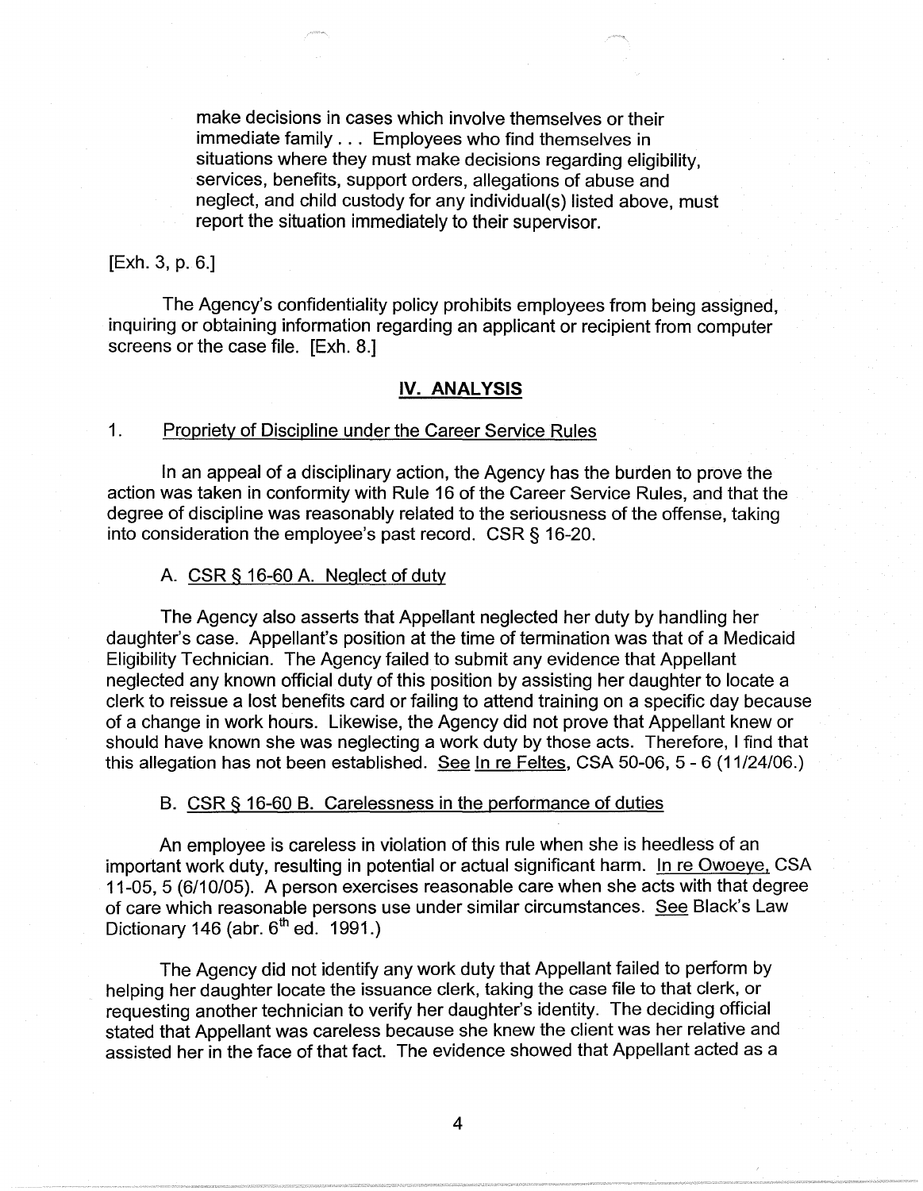> make decisions in cases which involve themselves or their immediate family . . . Employees who find themselves in situations where they must make decisions regarding eligibility, services, benefits, support orders, allegations of abuse and neglect, and child custody for any individual(s) listed above, must report the situation immediately to their supervisor.

[Exh. 3, p. 6.]

The Agency's confidentiality policy prohibits employees from being assigned, inquiring or obtaining information regarding an applicant or recipient from computer screens or the case file. [Exh. 8.]

## IV. ANALYSIS

### 1. Propriety of Discipline under the Career Service Rules

In an appeal of a disciplinary action, the Agency has the burden to prove the action was taken in conformity with Rule 16 of the Career Service Rules, and that the degree of discipline was reasonably related to the seriousness of the offense, taking into consideration the employee's past record. CSR § 16-20.

#### A. CSR § 16-60 A. Neglect of duty

The Agency also asserts that Appellant neglected her duty by handling her daughter's case. Appellant's position at the time of termination was that of a Medicaid Eligibility Technician. The Agency failed to submit any evidence that Appellant neglected any known official duty of this position by assisting her daughter to locate a clerk to reissue a lost benefits card or failing to attend training on a specific day because of a change in work hours. Likewise, the Agency did not prove that Appellant knew or should have known she was neglecting a work duty by those acts. Therefore, I find that this allegation has not been established. See In re Feltes, CSA 50-06, 5 - 6 (11/24/06.)

#### B. CSR § 16-60 B. Carelessness in the performance of duties

An employee is careless in violation of this rule when she is heedless of an important work duty, resulting in potential or actual significant harm. In re Owoeye, CSA 11-05, 5 (6/10/05). A person exercises reasonable care when she acts with that degree of care which reasonable persons use under similar circumstances. See Black's Law Dictionary 146 (abr. 6th ed. 1991.)

The Agency did not identify any work duty that Appellant failed to perform by helping her daughter locate the issuance clerk, taking the case file to that clerk, or requesting another technician to verify her daughter's identity. The deciding official stated that Appellant was careless because she knew the client was her relative and assisted her in the face of that fact. The evidence showed that Appellant acted as a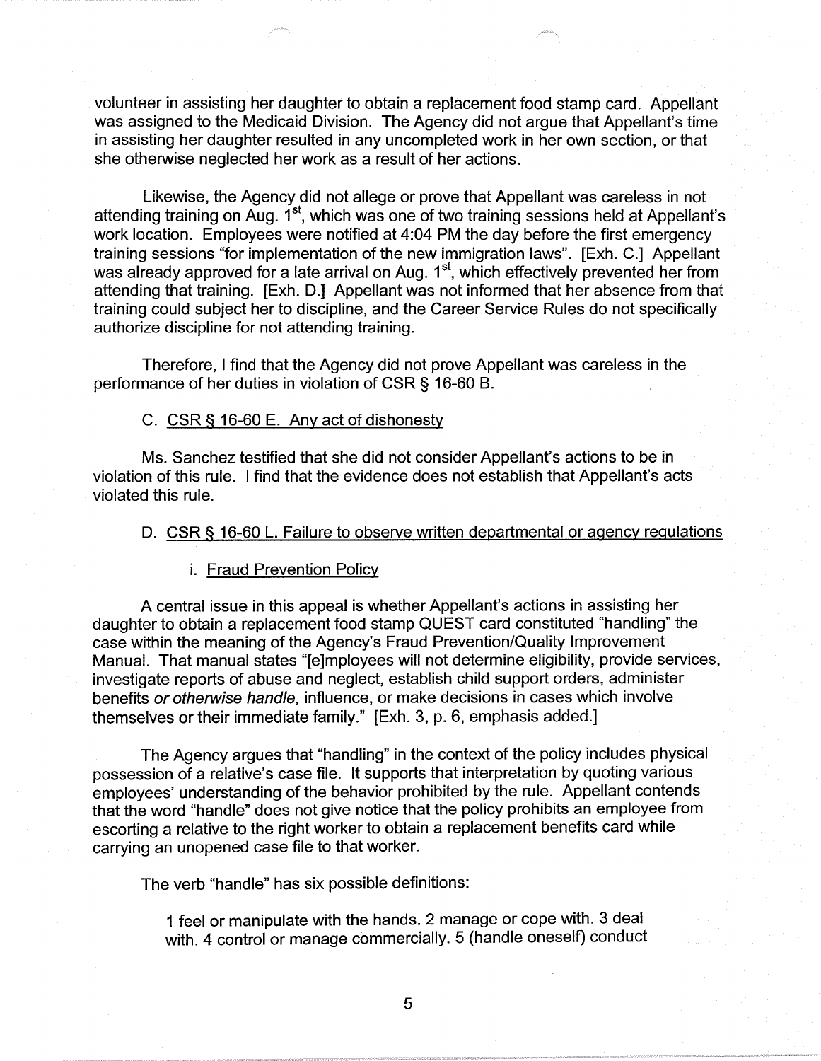volunteer in assisting her daughter to obtain a replacement food stamp card. Appellant was assigned to the Medicaid Division. The Agency did not argue that Appellant's time in assisting her daughter resulted in any uncompleted work in her own section, or that she otherwise neglected her work as a result of her actions.

Likewise, the Agency did not allege or prove that Appellant was careless in not attending training on Aug. 1st, which was one of two training sessions held at Appellant's work location. Employees were notified at 4:04 PM the day before the first emergency training sessions "for implementation of the new immigration laws". [Exh. C.] Appellant was already approved for a late arrival on Aug. 1st, which effectively prevented her from attending that training. [Exh. D.] Appellant was not informed that her absence from that training could subject her to discipline, and the Career Service Rules do not specifically authorize discipline for not attending training.

Therefore, I find that the Agency did not prove Appellant was careless in the performance of her duties in violation of CSR § 16-60 B.

C. <u>CSR § 16-60 E. Any act of dishonesty</u>

Ms. Sanchez testified that she did not consider Appellant's actions to be in violation of this rule. I find that the evidence does not establish that Appellant's acts violated this rule.

D. <u>CSR § 16-60 L. Failure to observe written departmental or agency regulations</u>

i. <u>Fraud Prevention Policy</u>

A central issue in this appeal is whether Appellant's actions in assisting her daughter to obtain a replacement food stamp QUEST card constituted "handling" the case within the meaning of the Agency's Fraud Prevention/Quality Improvement Manual. That manual states "[e]mployees will not determine eligibility, provide services, investigate reports of abuse and neglect, establish child support orders, administer benefits *or otherwise handle,* influence, or make decisions in cases which involve themselves or their immediate family." [Exh. 3, p. 6, emphasis added.]

The Agency argues that "handling" in the context of the policy includes physical possession of a relative's case file. It supports that interpretation by quoting various employees' understanding of the behavior prohibited by the rule. Appellant contends that the word "handle" does not give notice that the policy prohibits an employee from escorting a relative to the right worker to obtain a replacement benefits card while carrying an unopened case file to that worker.

The verb "handle" has six possible definitions:

> 1 feel or manipulate with the hands. 2 manage or cope with. 3 deal with. 4 control or manage commercially. 5 (handle oneself) conduct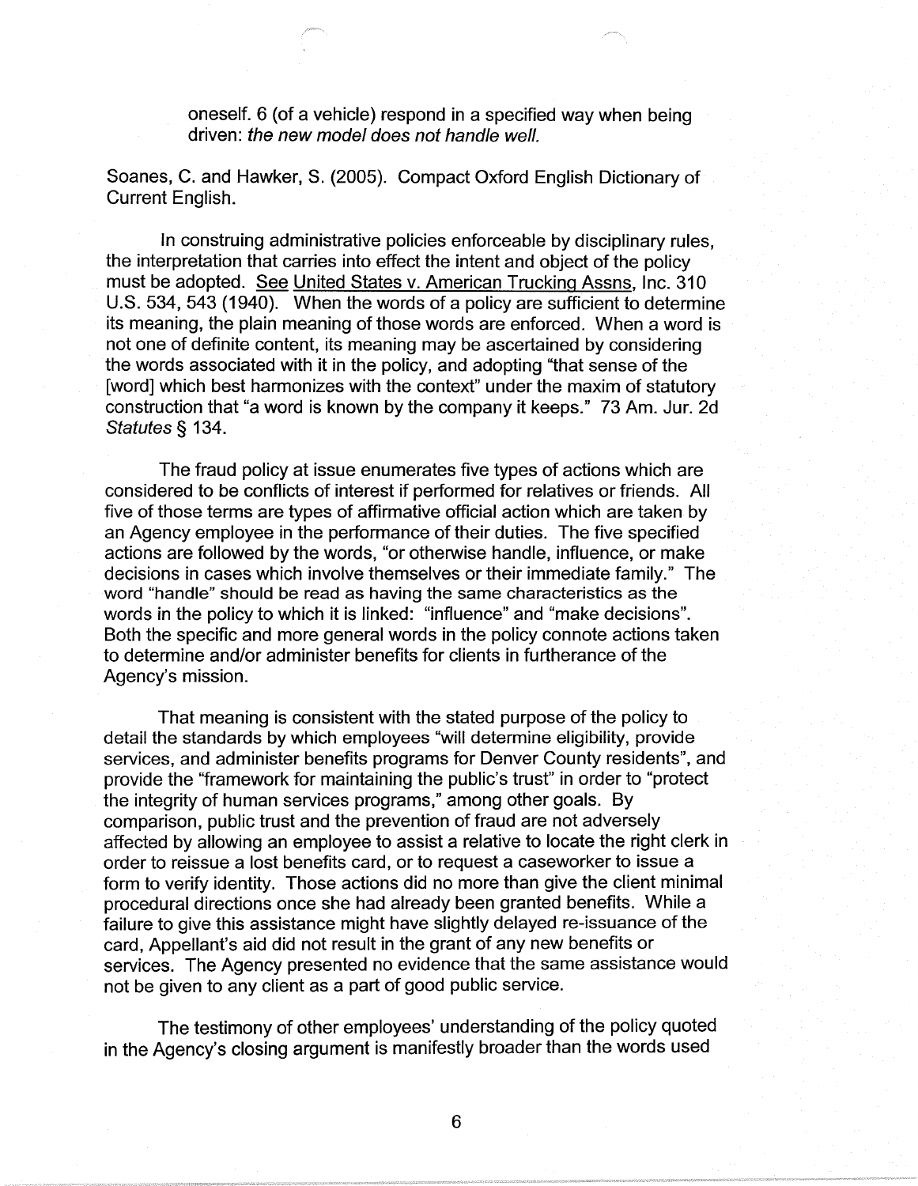oneself. 6 (of a vehicle) respond in a specified way when being driven: *the new model does not handle well.*

Soanes, C. and Hawker, S. (2005). Compact Oxford English Dictionary of Current English.

In construing administrative policies enforceable by disciplinary rules, the interpretation that carries into effect the intent and object of the policy must be adopted. See United States v. American Trucking Assns, Inc. 310 U.S. 534, 543 (1940). When the words of a policy are sufficient to determine its meaning, the plain meaning of those words are enforced. When a word is not one of definite content, its meaning may be ascertained by considering the words associated with it in the policy, and adopting "that sense of the [word] which best harmonizes with the context" under the maxim of statutory construction that "a word is known by the company it keeps." 73 Am. Jur. 2d *Statutes* § 134.

The fraud policy at issue enumerates five types of actions which are considered to be conflicts of interest if performed for relatives or friends. All five of those terms are types of affirmative official action which are taken by an Agency employee in the performance of their duties. The five specified actions are followed by the words, "or otherwise handle, influence, or make decisions in cases which involve themselves or their immediate family." The word "handle" should be read as having the same characteristics as the words in the policy to which it is linked: "influence" and "make decisions". Both the specific and more general words in the policy connote actions taken to determine and/or administer benefits for clients in furtherance of the Agency's mission.

That meaning is consistent with the stated purpose of the policy to detail the standards by which employees "will determine eligibility, provide services, and administer benefits programs for Denver County residents", and provide the "framework for maintaining the public's trust" in order to "protect the integrity of human services programs," among other goals. By comparison, public trust and the prevention of fraud are not adversely affected by allowing an employee to assist a relative to locate the right clerk in order to reissue a lost benefits card, or to request a caseworker to issue a form to verify identity. Those actions did no more than give the client minimal procedural directions once she had already been granted benefits. While a failure to give this assistance might have slightly delayed re-issuance of the card, Appellant's aid did not result in the grant of any new benefits or services. The Agency presented no evidence that the same assistance would not be given to any client as a part of good public service.

The testimony of other employees' understanding of the policy quoted in the Agency's closing argument is manifestly broader than the words used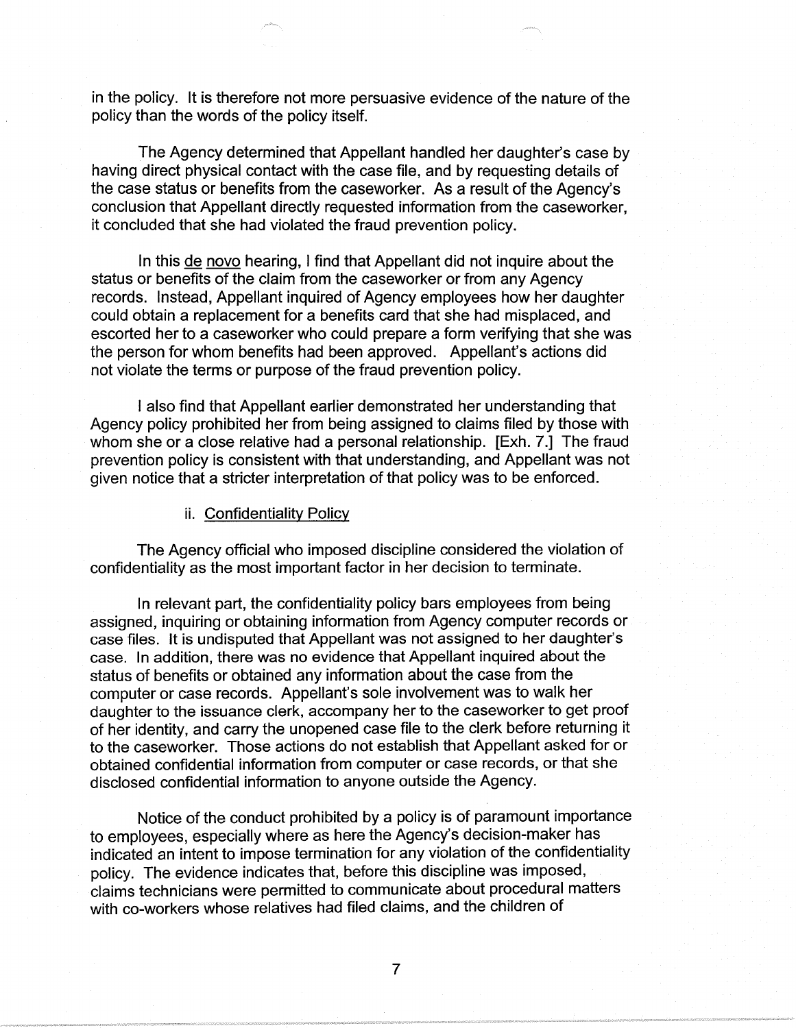in the policy. It is therefore not more persuasive evidence of the nature of the policy than the words of the policy itself.

The Agency determined that Appellant handled her daughter's case by having direct physical contact with the case file, and by requesting details of the case status or benefits from the caseworker. As a result of the Agency's conclusion that Appellant directly requested information from the caseworker, it concluded that she had violated the fraud prevention policy.

In this de novo hearing, I find that Appellant did not inquire about the status or benefits of the claim from the caseworker or from any Agency records. Instead, Appellant inquired of Agency employees how her daughter could obtain a replacement for a benefits card that she had misplaced, and escorted her to a caseworker who could prepare a form verifying that she was the person for whom benefits had been approved. Appellant's actions did not violate the terms or purpose of the fraud prevention policy.

I also find that Appellant earlier demonstrated her understanding that Agency policy prohibited her from being assigned to claims filed by those with whom she or a close relative had a personal relationship. [Exh. 7.] The fraud prevention policy is consistent with that understanding, and Appellant was not given notice that a stricter interpretation of that policy was to be enforced.

ii. Confidentiality Policy

The Agency official who imposed discipline considered the violation of confidentiality as the most important factor in her decision to terminate.

In relevant part, the confidentiality policy bars employees from being assigned, inquiring or obtaining information from Agency computer records or case files. It is undisputed that Appellant was not assigned to her daughter's case. In addition, there was no evidence that Appellant inquired about the status of benefits or obtained any information about the case from the computer or case records. Appellant's sole involvement was to walk her daughter to the issuance clerk, accompany her to the caseworker to get proof of her identity, and carry the unopened case file to the clerk before returning it to the caseworker. Those actions do not establish that Appellant asked for or obtained confidential information from computer or case records, or that she disclosed confidential information to anyone outside the Agency.

Notice of the conduct prohibited by a policy is of paramount importance to employees, especially where as here the Agency's decision-maker has indicated an intent to impose termination for any violation of the confidentiality policy. The evidence indicates that, before this discipline was imposed, claims technicians were permitted to communicate about procedural matters with co-workers whose relatives had filed claims, and the children of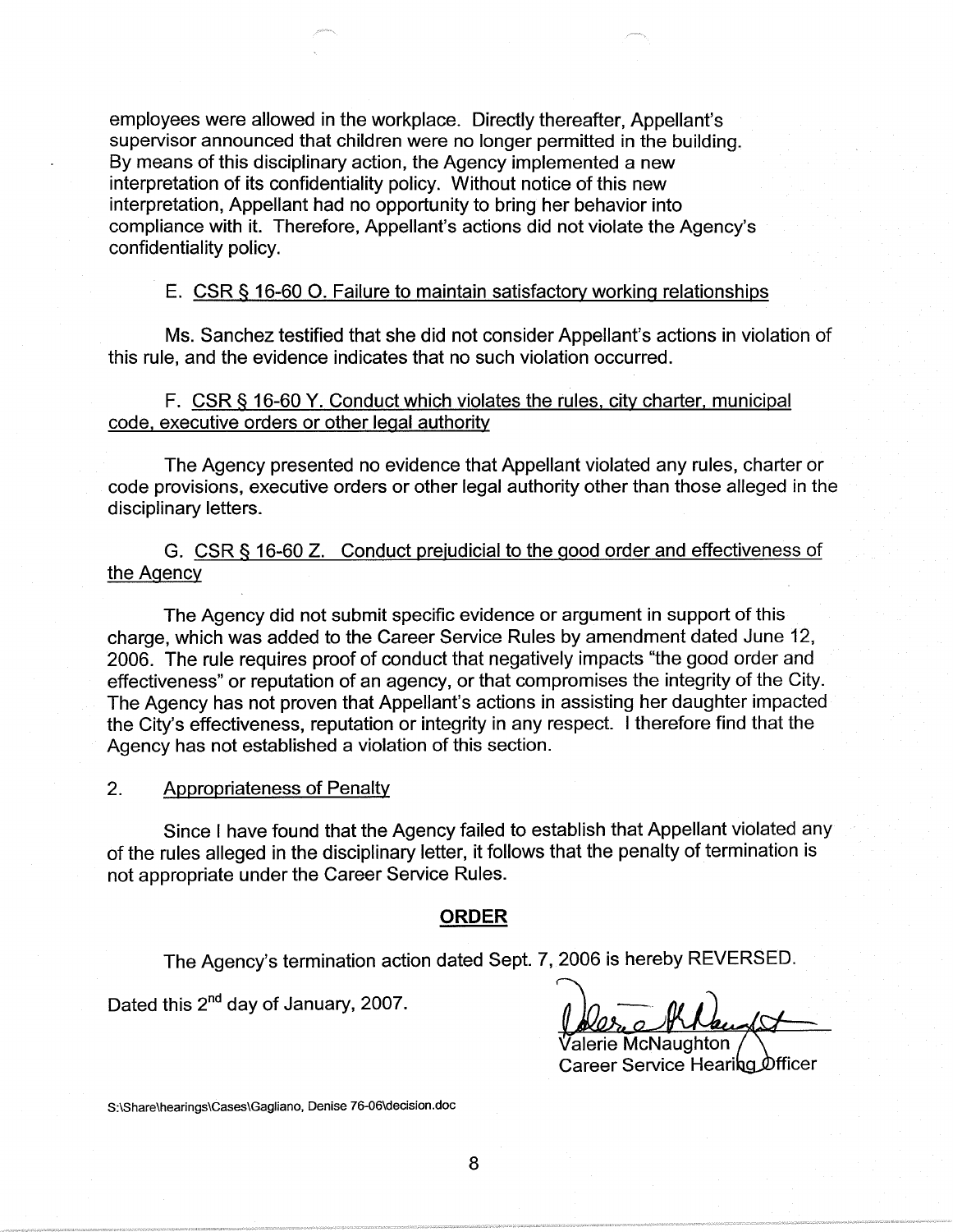employees were allowed in the workplace. Directly thereafter, Appellant's supervisor announced that children were no longer permitted in the building. By means of this disciplinary action, the Agency implemented a new interpretation of its confidentiality policy. Without notice of this new interpretation, Appellant had no opportunity to bring her behavior into compliance with it. Therefore, Appellant's actions did not violate the Agency's confidentiality policy.

E. CSR § 16-60 O. Failure to maintain satisfactory working relationships

Ms. Sanchez testified that she did not consider Appellant's actions in violation of this rule, and the evidence indicates that no such violation occurred.

F. CSR § 16-60 Y. Conduct which violates the rules, city charter, municipal code, executive orders or other legal authority

The Agency presented no evidence that Appellant violated any rules, charter or code provisions, executive orders or other legal authority other than those alleged in the disciplinary letters.

G. CSR § 16-60 Z. Conduct prejudicial to the good order and effectiveness of the Agency

The Agency did not submit specific evidence or argument in support of this charge, which was added to the Career Service Rules by amendment dated June 12, 2006. The rule requires proof of conduct that negatively impacts "the good order and effectiveness" or reputation of an agency, or that compromises the integrity of the City. The Agency has not proven that Appellant's actions in assisting her daughter impacted the City's effectiveness, reputation or integrity in any respect. I therefore find that the Agency has not established a violation of this section.

2. Appropriateness of Penalty

Since I have found that the Agency failed to establish that Appellant violated any of the rules alleged in the disciplinary letter, it follows that the penalty of termination is not appropriate under the Career Service Rules.

## ORDER

The Agency's termination action dated Sept. 7, 2006 is hereby REVERSED.

Dated this 2nd day of January, 2007.

Valerie McNaughton
Career Service Hearing Officer

S:\Share\hearings\Cases\Gagliano, Denise 76-06\decision.doc